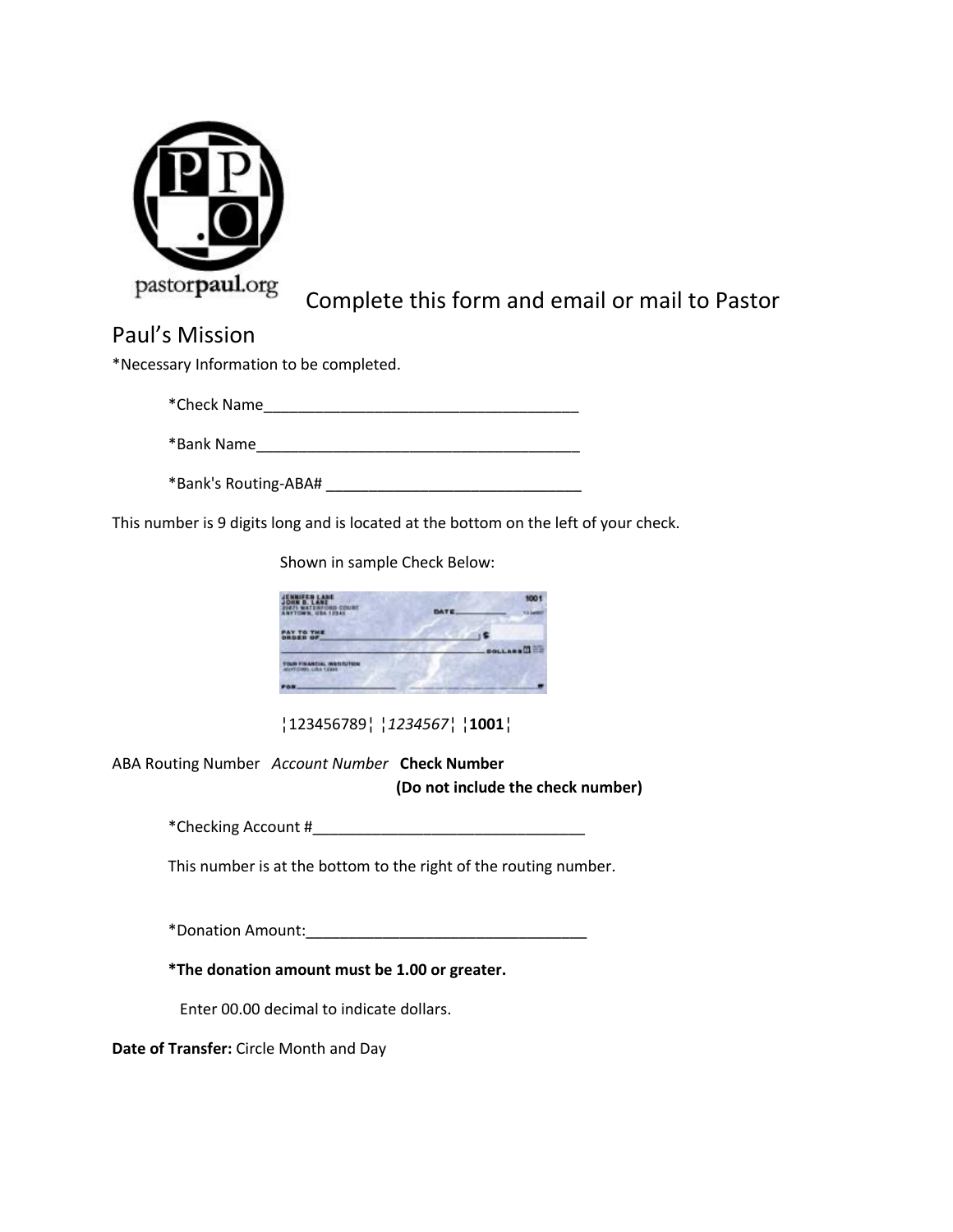pastorpaul.org

Complete this form and email or mail to Pastor Paul's Mission

*Necessary Information to be completed.

*Check Name______________________________________

*Bank Name________________________________________

*Bank's Routing-ABA# ______________________________

This number is 9 digits long and is located at the bottom on the left of your check.

Shown in sample Check Below:

¦123456789¦ ¦*1234567*¦ ¦**1001**¦

ABA Routing Number *Account Number* **Check Number**

**(Do not include the check number)**

*Checking Account #________________________________

This number is at the bottom to the right of the routing number.

*Donation Amount:_________________________________

**\*The donation amount must be 1.00 or greater.**

Enter 00.00 decimal to indicate dollars.

**Date of Transfer:** Circle Month and Day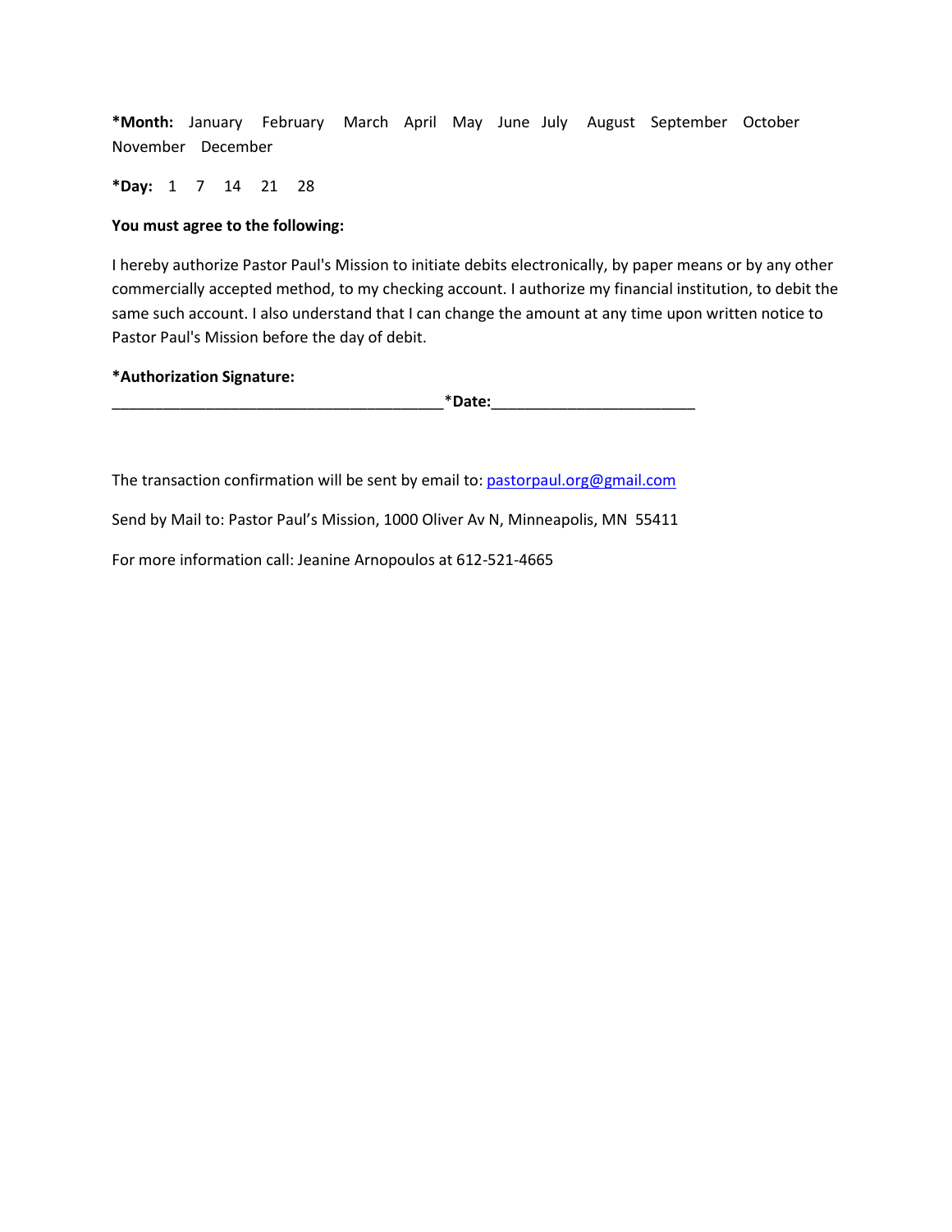**\*Month:** January February March April May June July August September October November December

**\*Day:** 1 7 14 21 28

**You must agree to the following:**

I hereby authorize Pastor Paul's Mission to initiate debits electronically, by paper means or by any other commercially accepted method, to my checking account. I authorize my financial institution, to debit the same such account. I also understand that I can change the amount at any time upon written notice to Pastor Paul's Mission before the day of debit.

**\*Authorization Signature:**

_______________________________________\***Date:**________________________

The transaction confirmation will be sent by email to: pastorpaul.org@gmail.com

Send by Mail to: Pastor Paul's Mission, 1000 Oliver Av N, Minneapolis, MN 55411

For more information call: Jeanine Arnopoulos at 612-521-4665